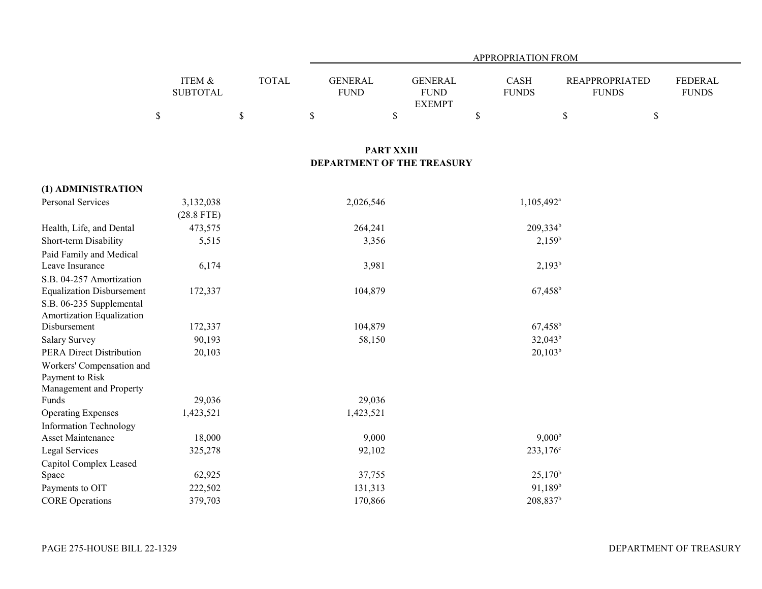| | ITEM & SUBTOTAL | TOTAL | APPROPRIATION FROM | | | | |
|---|---|---|---|---|---|---|---|
| | | | GENERAL FUND | GENERAL FUND EXEMPT | CASH FUNDS | REAPPROPRIATED FUNDS | FEDERAL FUNDS |
| | $ | $ | $ | $ | $ | $ | $ |

## PART XXIII
## DEPARTMENT OF THE TREASURY

| | ITEM & SUBTOTAL | TOTAL | GENERAL FUND | GENERAL FUND EXEMPT | CASH FUNDS | REAPPROPRIATED FUNDS | FEDERAL FUNDS |
|---|---|---|---|---|---|---|---|
| **(1) ADMINISTRATION** | | | | | | | |
| Personal Services | 3,132,038 (28.8 FTE) | | 2,026,546 | | 1,105,492[a] | | |
| Health, Life, and Dental | 473,575 | | 264,241 | | 209,334[b] | | |
| Short-term Disability | 5,515 | | 3,356 | | 2,159[b] | | |
| Paid Family and Medical Leave Insurance | 6,174 | | 3,981 | | 2,193[b] | | |
| S.B. 04-257 Amortization Equalization Disbursement | 172,337 | | 104,879 | | 67,458[b] | | |
| S.B. 06-235 Supplemental Amortization Equalization Disbursement | 172,337 | | 104,879 | | 67,458[b] | | |
| Salary Survey | 90,193 | | 58,150 | | 32,043[b] | | |
| PERA Direct Distribution | 20,103 | | | | 20,103[b] | | |
| Workers' Compensation and Payment to Risk Management and Property Funds | 29,036 | | 29,036 | | | | |
| Operating Expenses | 1,423,521 | | 1,423,521 | | | | |
| Information Technology Asset Maintenance | 18,000 | | 9,000 | | 9,000[b] | | |
| Legal Services | 325,278 | | 92,102 | | 233,176[c] | | |
| Capitol Complex Leased Space | 62,925 | | 37,755 | | 25,170[b] | | |
| Payments to OIT | 222,502 | | 131,313 | | 91,189[b] | | |
| CORE Operations | 379,703 | | 170,866 | | 208,837[b] | | |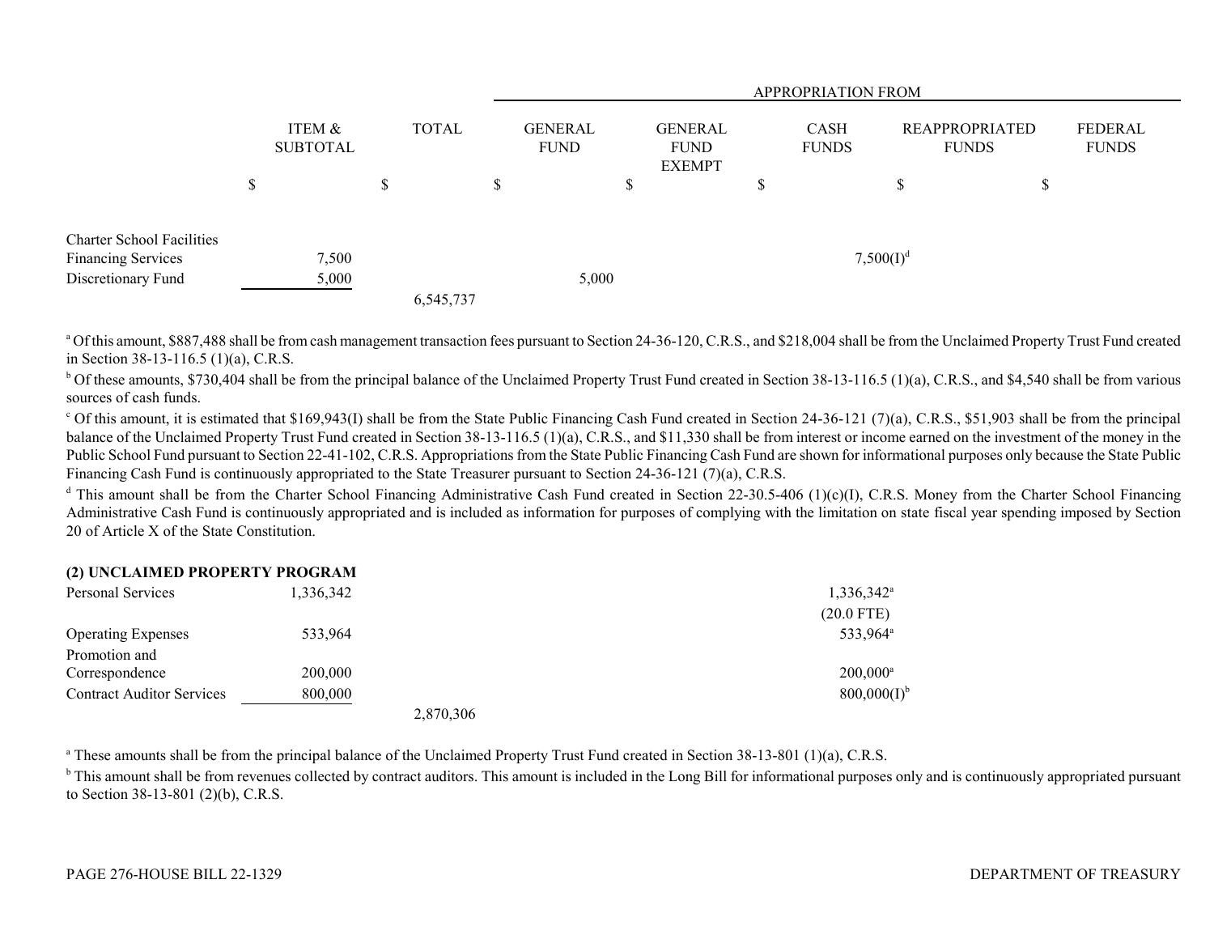| | ITEM & SUBTOTAL | TOTAL | APPROPRIATION FROM GENERAL FUND | GENERAL FUND EXEMPT | CASH FUNDS | REAPPROPRIATED FUNDS | FEDERAL FUNDS |
|---|---|---|---|---|---|---|---|
| | $ | $ | $ | $ | $ | $ | $ |
| Charter School Facilities Financing Services | 7,500 | | | | 7,500(I)[d] | | |
| Discretionary Fund | 5,000 | | 5,000 | | | | |
| | | 6,545,737 | | | | | |

[a] Of this amount, $887,488 shall be from cash management transaction fees pursuant to Section 24-36-120, C.R.S., and $218,004 shall be from the Unclaimed Property Trust Fund created in Section 38-13-116.5 (1)(a), C.R.S.

[b] Of these amounts, $730,404 shall be from the principal balance of the Unclaimed Property Trust Fund created in Section 38-13-116.5 (1)(a), C.R.S., and $4,540 shall be from various sources of cash funds.

[c] Of this amount, it is estimated that $169,943(I) shall be from the State Public Financing Cash Fund created in Section 24-36-121 (7)(a), C.R.S., $51,903 shall be from the principal balance of the Unclaimed Property Trust Fund created in Section 38-13-116.5 (1)(a), C.R.S., and $11,330 shall be from interest or income earned on the investment of the money in the Public School Fund pursuant to Section 22-41-102, C.R.S. Appropriations from the State Public Financing Cash Fund are shown for informational purposes only because the State Public Financing Cash Fund is continuously appropriated to the State Treasurer pursuant to Section 24-36-121 (7)(a), C.R.S.

[d] This amount shall be from the Charter School Financing Administrative Cash Fund created in Section 22-30.5-406 (1)(c)(I), C.R.S. Money from the Charter School Financing Administrative Cash Fund is continuously appropriated and is included as information for purposes of complying with the limitation on state fiscal year spending imposed by Section 20 of Article X of the State Constitution.

**(2) UNCLAIMED PROPERTY PROGRAM**

| | ITEM & SUBTOTAL | TOTAL | GENERAL FUND | GENERAL FUND EXEMPT | CASH FUNDS | REAPPROPRIATED FUNDS | FEDERAL FUNDS |
|---|---|---|---|---|---|---|---|
| Personal Services | 1,336,342 | | | | 1,336,342[a] (20.0 FTE) | | |
| Operating Expenses | 533,964 | | | | 533,964[a] | | |
| Promotion and Correspondence | 200,000 | | | | 200,000[a] | | |
| Contract Auditor Services | 800,000 | | | | 800,000(I)[b] | | |
| | | 2,870,306 | | | | | |

[a] These amounts shall be from the principal balance of the Unclaimed Property Trust Fund created in Section 38-13-801 (1)(a), C.R.S.

[b] This amount shall be from revenues collected by contract auditors. This amount is included in the Long Bill for informational purposes only and is continuously appropriated pursuant to Section 38-13-801 (2)(b), C.R.S.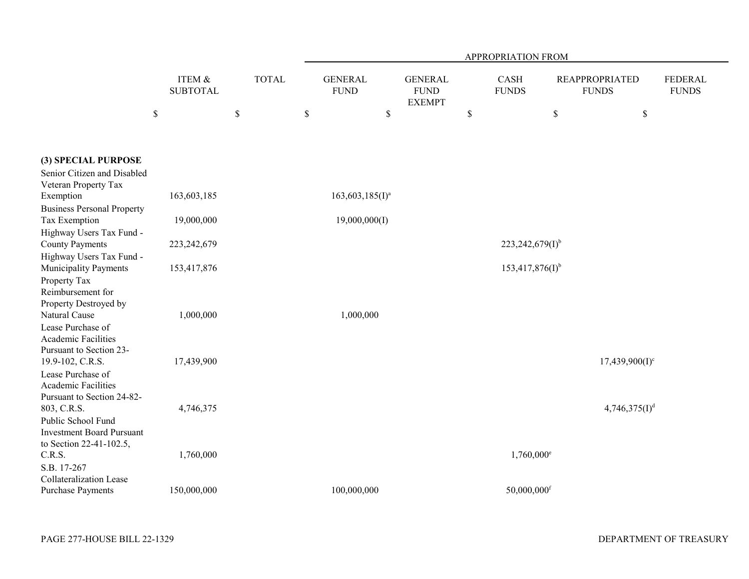| | ITEM & SUBTOTAL | TOTAL | APPROPRIATION FROM | | | | |
|---|---|---|---|---|---|---|---|
| | | | GENERAL FUND | GENERAL FUND EXEMPT | CASH FUNDS | REAPPROPRIATED FUNDS | FEDERAL FUNDS |
| | $ | $ | $ | $ | $ | $ | $ |
| **(3) SPECIAL PURPOSE** | | | | | | | |
| Senior Citizen and Disabled Veteran Property Tax Exemption | 163,603,185 | | 163,603,185(I)[a] | | | | |
| Business Personal Property Tax Exemption | 19,000,000 | | 19,000,000(I) | | | | |
| Highway Users Tax Fund - County Payments | 223,242,679 | | | | 223,242,679(I)[b] | | |
| Highway Users Tax Fund - Municipality Payments | 153,417,876 | | | | 153,417,876(I)[b] | | |
| Property Tax Reimbursement for Property Destroyed by Natural Cause | 1,000,000 | | 1,000,000 | | | | |
| Lease Purchase of Academic Facilities Pursuant to Section 23-19.9-102, C.R.S. | 17,439,900 | | | | | 17,439,900(I)[c] | |
| Lease Purchase of Academic Facilities Pursuant to Section 24-82-803, C.R.S. | 4,746,375 | | | | | 4,746,375(I)[d] | |
| Public School Fund Investment Board Pursuant to Section 22-41-102.5, C.R.S. | 1,760,000 | | | | 1,760,000[e] | | |
| S.B. 17-267 Collateralization Lease Purchase Payments | 150,000,000 | | 100,000,000 | | 50,000,000[f] | | |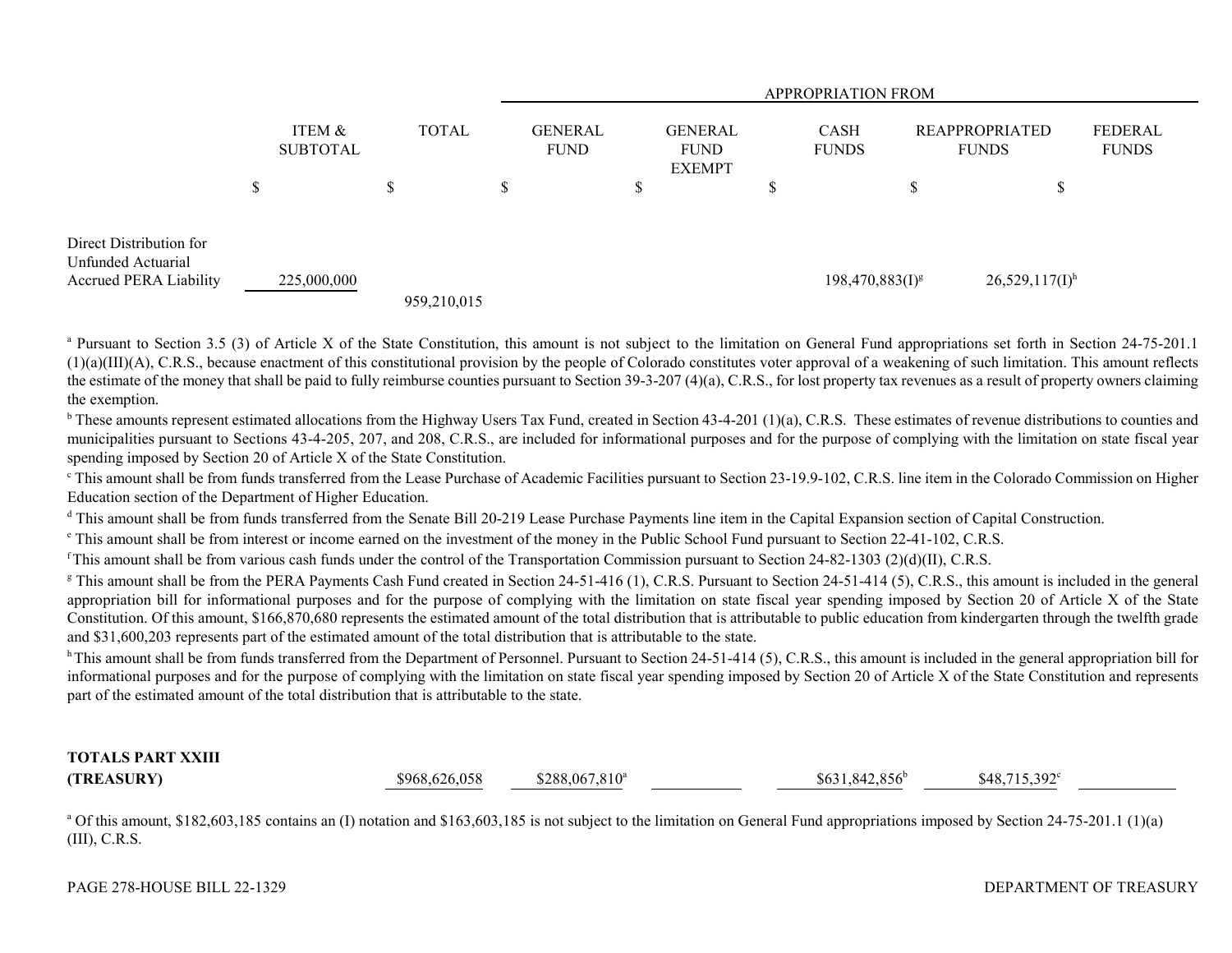| | ITEM & SUBTOTAL | TOTAL | APPROPRIATION FROM GENERAL FUND | GENERAL FUND EXEMPT | CASH FUNDS | REAPPROPRIATED FUNDS | FEDERAL FUNDS |
|---|---|---|---|---|---|---|---|
| | $ | $ | $ | $ | $ | $ | $ |
| Direct Distribution for Unfunded Actuarial Accrued PERA Liability | 225,000,000 | | | | 198,470,883(I)[g] | 26,529,117(I)[h] | |
| | | 959,210,015 | | | | | |

[a] Pursuant to Section 3.5 (3) of Article X of the State Constitution, this amount is not subject to the limitation on General Fund appropriations set forth in Section 24-75-201.1 (1)(a)(III)(A), C.R.S., because enactment of this constitutional provision by the people of Colorado constitutes voter approval of a weakening of such limitation. This amount reflects the estimate of the money that shall be paid to fully reimburse counties pursuant to Section 39-3-207 (4)(a), C.R.S., for lost property tax revenues as a result of property owners claiming the exemption.

[b] These amounts represent estimated allocations from the Highway Users Tax Fund, created in Section 43-4-201 (1)(a), C.R.S. These estimates of revenue distributions to counties and municipalities pursuant to Sections 43-4-205, 207, and 208, C.R.S., are included for informational purposes and for the purpose of complying with the limitation on state fiscal year spending imposed by Section 20 of Article X of the State Constitution.

[c] This amount shall be from funds transferred from the Lease Purchase of Academic Facilities pursuant to Section 23-19.9-102, C.R.S. line item in the Colorado Commission on Higher Education section of the Department of Higher Education.

[d] This amount shall be from funds transferred from the Senate Bill 20-219 Lease Purchase Payments line item in the Capital Expansion section of Capital Construction.

[e] This amount shall be from interest or income earned on the investment of the money in the Public School Fund pursuant to Section 22-41-102, C.R.S.

[f] This amount shall be from various cash funds under the control of the Transportation Commission pursuant to Section 24-82-1303 (2)(d)(II), C.R.S.

[g] This amount shall be from the PERA Payments Cash Fund created in Section 24-51-416 (1), C.R.S. Pursuant to Section 24-51-414 (5), C.R.S., this amount is included in the general appropriation bill for informational purposes and for the purpose of complying with the limitation on state fiscal year spending imposed by Section 20 of Article X of the State Constitution. Of this amount, $166,870,680 represents the estimated amount of the total distribution that is attributable to public education from kindergarten through the twelfth grade and $31,600,203 represents part of the estimated amount of the total distribution that is attributable to the state.

[h] This amount shall be from funds transferred from the Department of Personnel. Pursuant to Section 24-51-414 (5), C.R.S., this amount is included in the general appropriation bill for informational purposes and for the purpose of complying with the limitation on state fiscal year spending imposed by Section 20 of Article X of the State Constitution and represents part of the estimated amount of the total distribution that is attributable to the state.

| | TOTAL | GENERAL FUND | GENERAL FUND EXEMPT | CASH FUNDS | REAPPROPRIATED FUNDS | FEDERAL FUNDS |
|---|---|---|---|---|---|---|
| **TOTALS PART XXIII (TREASURY)** | $968,626,058 | $288,067,810[a] | | $631,842,856[b] | $48,715,392[c] | |

[a] Of this amount, $182,603,185 contains an (I) notation and $163,603,185 is not subject to the limitation on General Fund appropriations imposed by Section 24-75-201.1 (1)(a)(III), C.R.S.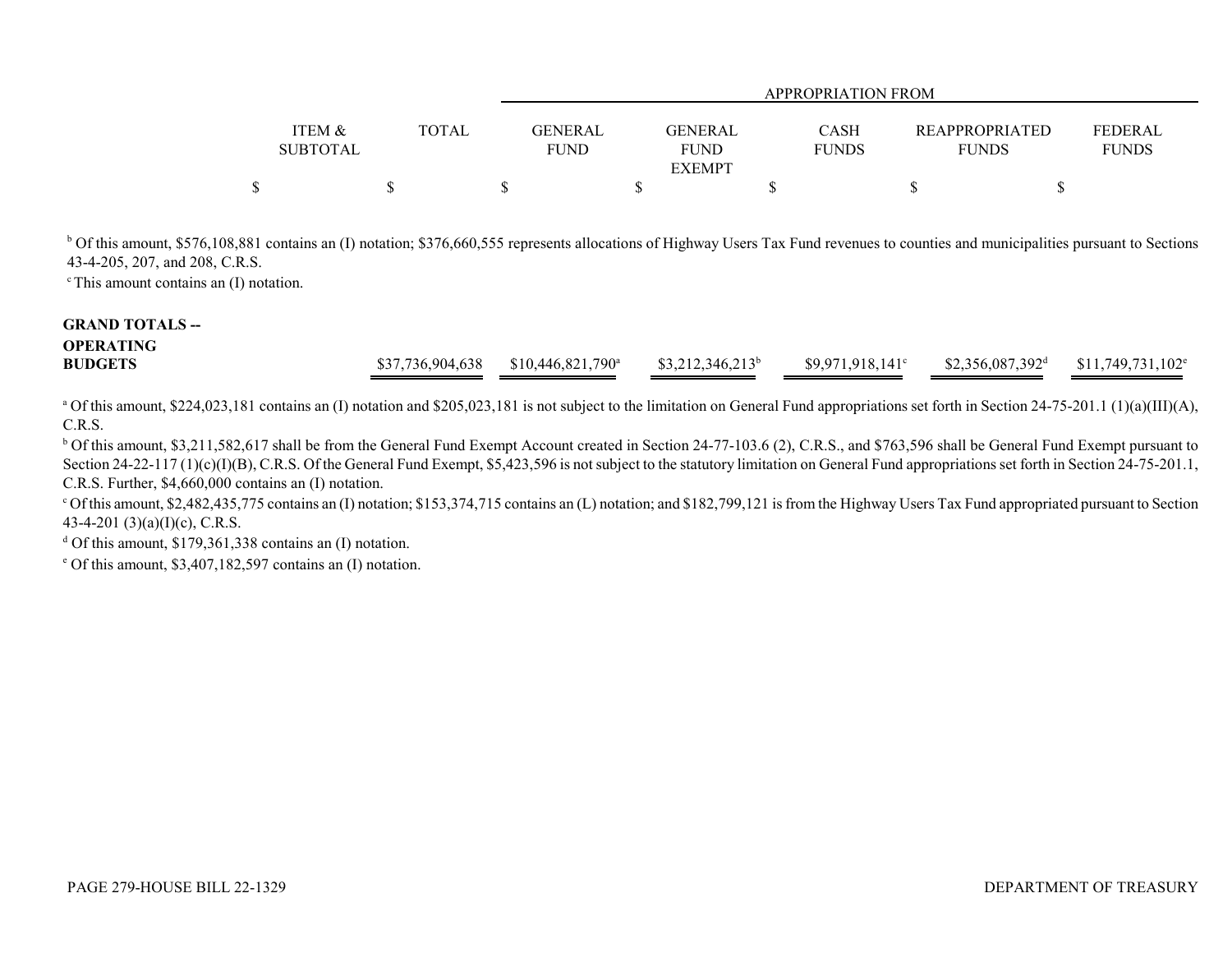| | ITEM & SUBTOTAL | TOTAL | GENERAL FUND | GENERAL FUND EXEMPT | CASH FUNDS | REAPPROPRIATED FUNDS | FEDERAL FUNDS |
|---|---|---|---|---|---|---|---|
| | | | APPROPRIATION FROM | | | | |
| | $ | $ | $ | $ | $ | $ | $ |

[b] Of this amount, $576,108,881 contains an (I) notation; $376,660,555 represents allocations of Highway Users Tax Fund revenues to counties and municipalities pursuant to Sections 43-4-205, 207, and 208, C.R.S.

[c] This amount contains an (I) notation.

| | ITEM & SUBTOTAL | TOTAL | GENERAL FUND | GENERAL FUND EXEMPT | CASH FUNDS | REAPPROPRIATED FUNDS | FEDERAL FUNDS |
|---|---|---|---|---|---|---|---|
| **GRAND TOTALS -- OPERATING BUDGETS** | | $37,736,904,638 | $10,446,821,790[a] | $3,212,346,213[b] | $9,971,918,141[c] | $2,356,087,392[d] | $11,749,731,102[e] |

[a] Of this amount, $224,023,181 contains an (I) notation and $205,023,181 is not subject to the limitation on General Fund appropriations set forth in Section 24-75-201.1 (1)(a)(III)(A), C.R.S.

[b] Of this amount, $3,211,582,617 shall be from the General Fund Exempt Account created in Section 24-77-103.6 (2), C.R.S., and $763,596 shall be General Fund Exempt pursuant to Section 24-22-117 (1)(c)(I)(B), C.R.S. Of the General Fund Exempt, $5,423,596 is not subject to the statutory limitation on General Fund appropriations set forth in Section 24-75-201.1, C.R.S. Further, $4,660,000 contains an (I) notation.

[c] Of this amount, $2,482,435,775 contains an (I) notation; $153,374,715 contains an (L) notation; and $182,799,121 is from the Highway Users Tax Fund appropriated pursuant to Section 43-4-201 (3)(a)(I)(c), C.R.S.

[d] Of this amount, $179,361,338 contains an (I) notation.

[e] Of this amount, $3,407,182,597 contains an (I) notation.